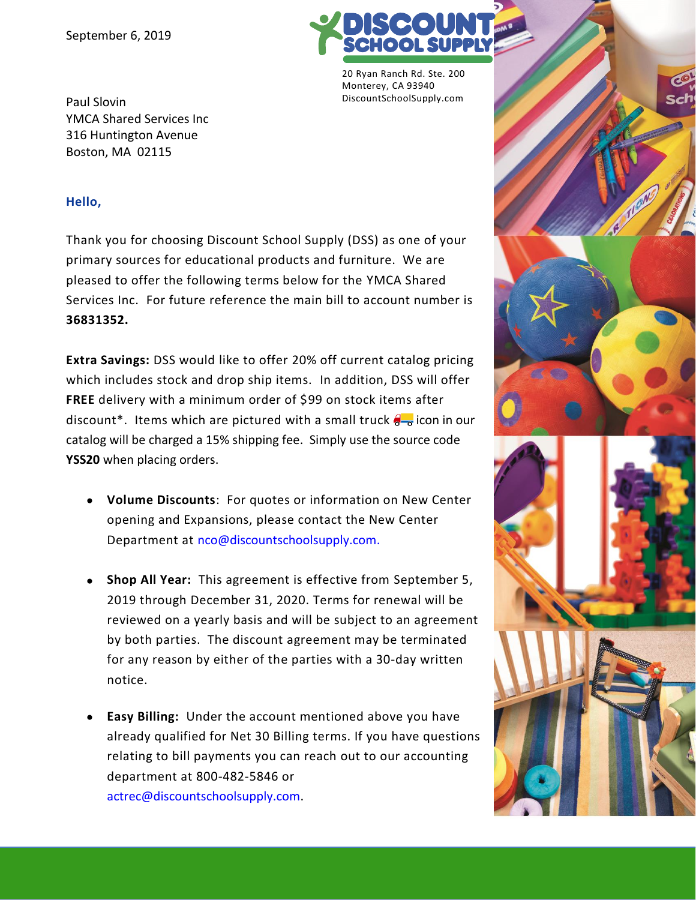September 6, 2019

DISCOUNT SCHOOL SUPPLY

20 Ryan Ranch Rd. Ste. 200
Monterey, CA 93940
DiscountSchoolSupply.com

Paul Slovin
YMCA Shared Services Inc
316 Huntington Avenue
Boston, MA 02115

**Hello,**

Thank you for choosing Discount School Supply (DSS) as one of your primary sources for educational products and furniture. We are pleased to offer the following terms below for the YMCA Shared Services Inc. For future reference the main bill to account number is **36831352.**

**Extra Savings:** DSS would like to offer 20% off current catalog pricing which includes stock and drop ship items. In addition, DSS will offer **FREE** delivery with a minimum order of $99 on stock items after discount*. Items which are pictured with a small truck 🚚 icon in our catalog will be charged a 15% shipping fee. Simply use the source code **YSS20** when placing orders.

- **Volume Discounts**: For quotes or information on New Center opening and Expansions, please contact the New Center Department at nco@discountschoolsupply.com.

- **Shop All Year:** This agreement is effective from September 5, 2019 through December 31, 2020. Terms for renewal will be reviewed on a yearly basis and will be subject to an agreement by both parties. The discount agreement may be terminated for any reason by either of the parties with a 30-day written notice.

- **Easy Billing:** Under the account mentioned above you have already qualified for Net 30 Billing terms. If you have questions relating to bill payments you can reach out to our accounting department at 800-482-5846 or actrec@discountschoolsupply.com.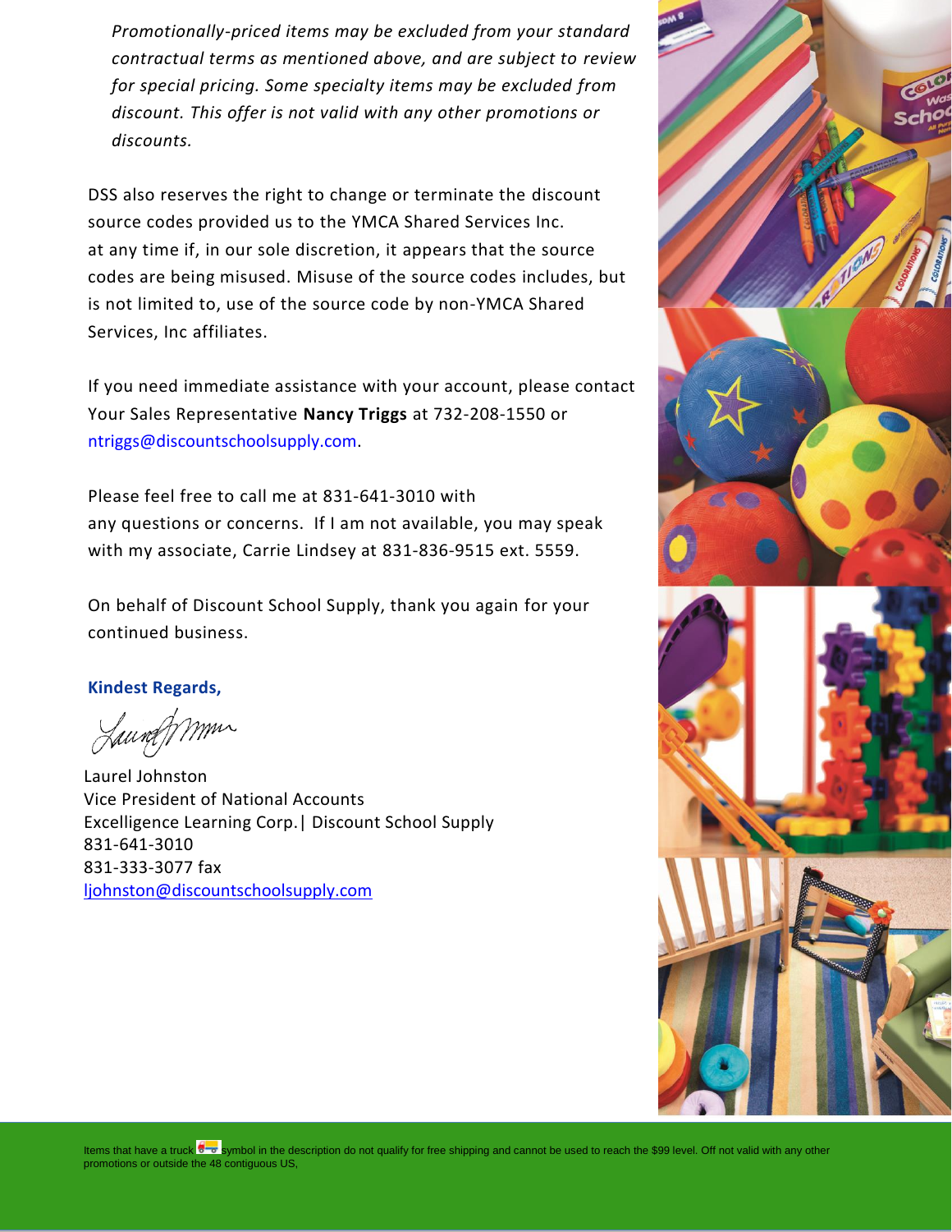*Promotionally-priced items may be excluded from your standard contractual terms as mentioned above, and are subject to review for special pricing. Some specialty items may be excluded from discount. This offer is not valid with any other promotions or discounts.*

DSS also reserves the right to change or terminate the discount source codes provided us to the YMCA Shared Services Inc. at any time if, in our sole discretion, it appears that the source codes are being misused. Misuse of the source codes includes, but is not limited to, use of the source code by non-YMCA Shared Services, Inc affiliates.

If you need immediate assistance with your account, please contact Your Sales Representative **Nancy Triggs** at 732-208-1550 or ntriggs@discountschoolsupply.com.

Please feel free to call me at 831-641-3010 with any questions or concerns. If I am not available, you may speak with my associate, Carrie Lindsey at 831-836-9515 ext. 5559.

On behalf of Discount School Supply, thank you again for your continued business.

**Kindest Regards,**

Laurel Johnston
Vice President of National Accounts
Excelligence Learning Corp.| Discount School Supply
831-641-3010
831-333-3077 fax
ljohnston@discountschoolsupply.com

Items that have a truck symbol in the description do not qualify for free shipping and cannot be used to reach the $99 level. Off not valid with any other promotions or outside the 48 contiguous US,